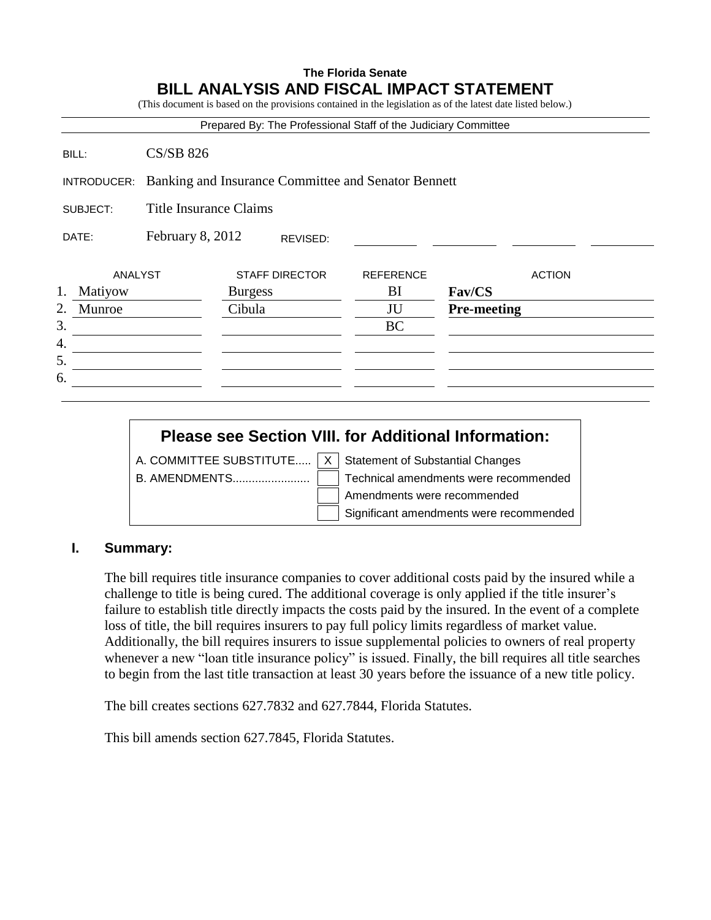**The Florida Senate**

# BILL ANALYSIS AND FISCAL IMPACT STATEMENT

(This document is based on the provisions contained in the legislation as of the latest date listed below.)

Prepared By: The Professional Staff of the Judiciary Committee

BILL: CS/SB 826

INTRODUCER: Banking and Insurance Committee and Senator Bennett

SUBJECT: Title Insurance Claims

DATE: February 8, 2012 REVISED:

| | ANALYST | STAFF DIRECTOR | REFERENCE | ACTION |
|---|---|---|---|---|
| 1. | Matiyow | Burgess | BI | **Fav/CS** |
| 2. | Munroe | Cibula | JU | **Pre-meeting** |
| 3. | | | BC | |
| 4. | | | | |
| 5. | | | | |
| 6. | | | | |

## Please see Section VIII. for Additional Information:

A. COMMITTEE SUBSTITUTE..... [X] Statement of Substantial Changes

B. AMENDMENTS........................ [ ] Technical amendments were recommended

[ ] Amendments were recommended

[ ] Significant amendments were recommended

## I. Summary:

The bill requires title insurance companies to cover additional costs paid by the insured while a challenge to title is being cured. The additional coverage is only applied if the title insurer's failure to establish title directly impacts the costs paid by the insured. In the event of a complete loss of title, the bill requires insurers to pay full policy limits regardless of market value. Additionally, the bill requires insurers to issue supplemental policies to owners of real property whenever a new "loan title insurance policy" is issued. Finally, the bill requires all title searches to begin from the last title transaction at least 30 years before the issuance of a new title policy.

The bill creates sections 627.7832 and 627.7844, Florida Statutes.

This bill amends section 627.7845, Florida Statutes.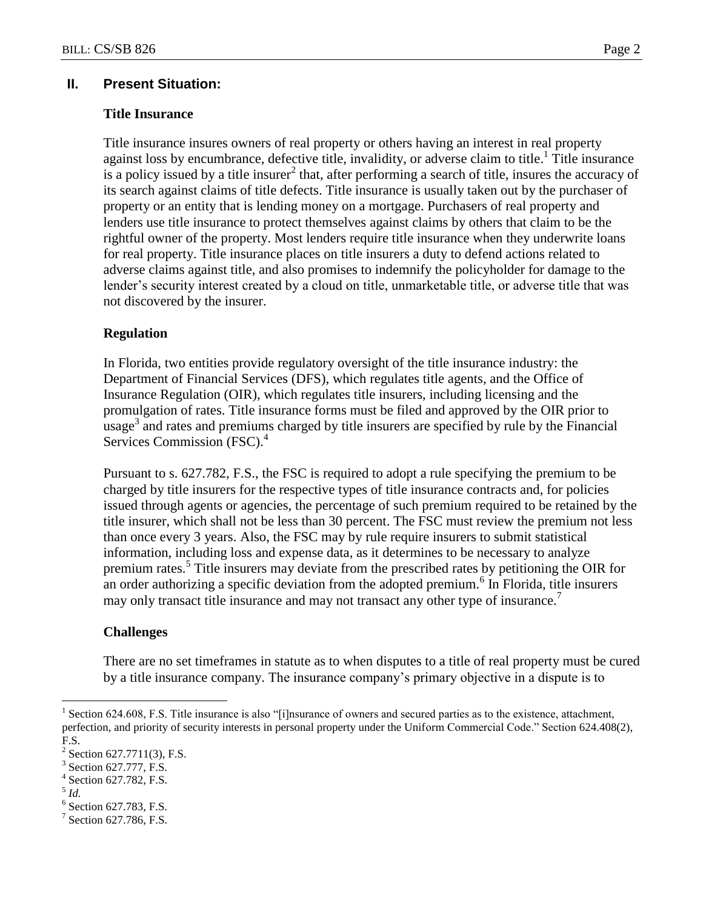## II. Present Situation:

### Title Insurance

Title insurance insures owners of real property or others having an interest in real property against loss by encumbrance, defective title, invalidity, or adverse claim to title.[1] Title insurance is a policy issued by a title insurer[2] that, after performing a search of title, insures the accuracy of its search against claims of title defects. Title insurance is usually taken out by the purchaser of property or an entity that is lending money on a mortgage. Purchasers of real property and lenders use title insurance to protect themselves against claims by others that claim to be the rightful owner of the property. Most lenders require title insurance when they underwrite loans for real property. Title insurance places on title insurers a duty to defend actions related to adverse claims against title, and also promises to indemnify the policyholder for damage to the lender's security interest created by a cloud on title, unmarketable title, or adverse title that was not discovered by the insurer.

### Regulation

In Florida, two entities provide regulatory oversight of the title insurance industry: the Department of Financial Services (DFS), which regulates title agents, and the Office of Insurance Regulation (OIR), which regulates title insurers, including licensing and the promulgation of rates. Title insurance forms must be filed and approved by the OIR prior to usage[3] and rates and premiums charged by title insurers are specified by rule by the Financial Services Commission (FSC).[4]

Pursuant to s. 627.782, F.S., the FSC is required to adopt a rule specifying the premium to be charged by title insurers for the respective types of title insurance contracts and, for policies issued through agents or agencies, the percentage of such premium required to be retained by the title insurer, which shall not be less than 30 percent. The FSC must review the premium not less than once every 3 years. Also, the FSC may by rule require insurers to submit statistical information, including loss and expense data, as it determines to be necessary to analyze premium rates.[5] Title insurers may deviate from the prescribed rates by petitioning the OIR for an order authorizing a specific deviation from the adopted premium.[6] In Florida, title insurers may only transact title insurance and may not transact any other type of insurance.[7]

### Challenges

There are no set timeframes in statute as to when disputes to a title of real property must be cured by a title insurance company. The insurance company's primary objective in a dispute is to

---

[1] Section 624.608, F.S. Title insurance is also "[i]nsurance of owners and secured parties as to the existence, attachment, perfection, and priority of security interests in personal property under the Uniform Commercial Code." Section 624.408(2), F.S.

[2] Section 627.7711(3), F.S.

[3] Section 627.777, F.S.

[4] Section 627.782, F.S.

[5] *Id.*

[6] Section 627.783, F.S.

[7] Section 627.786, F.S.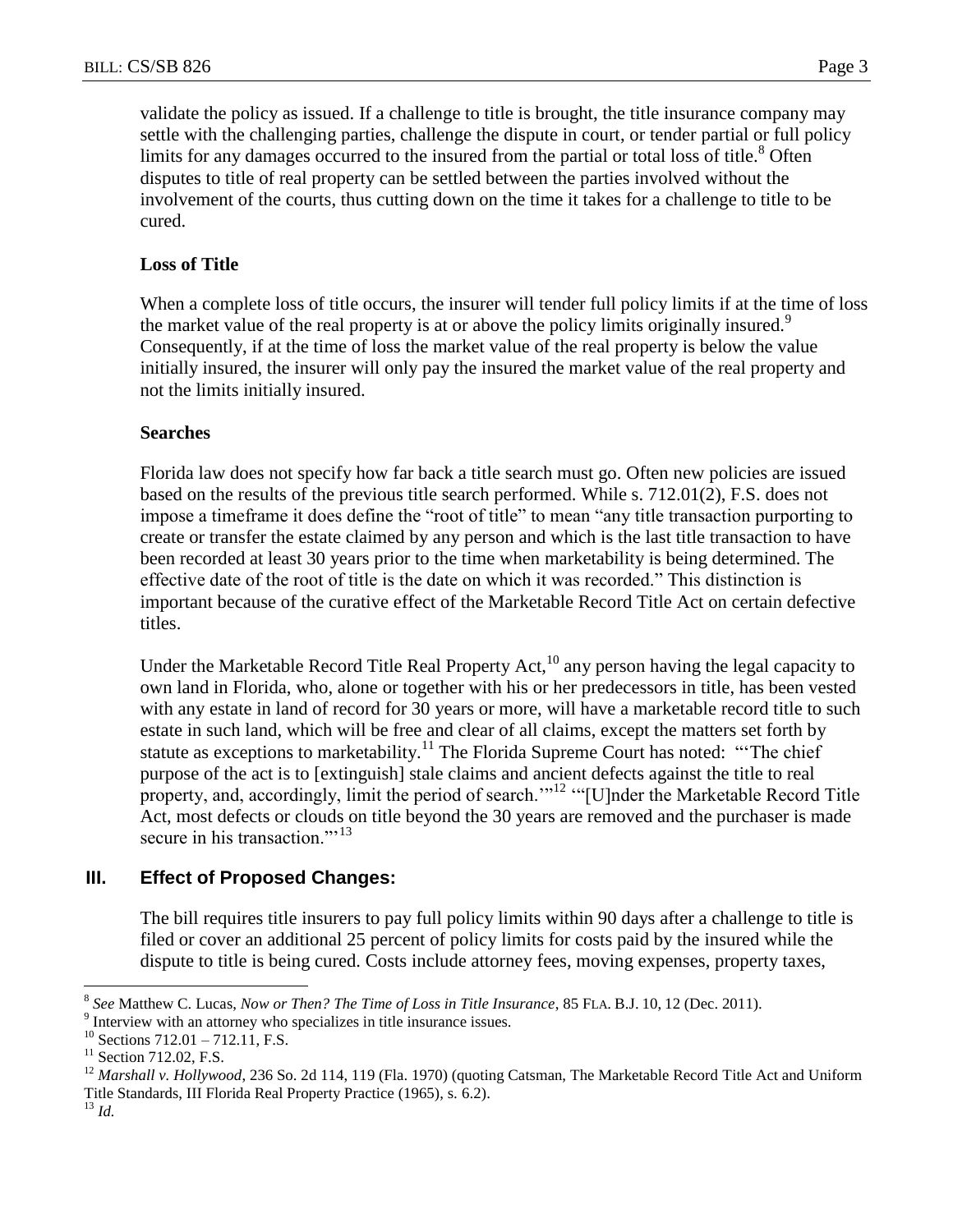validate the policy as issued. If a challenge to title is brought, the title insurance company may settle with the challenging parties, challenge the dispute in court, or tender partial or full policy limits for any damages occurred to the insured from the partial or total loss of title.[8] Often disputes to title of real property can be settled between the parties involved without the involvement of the courts, thus cutting down on the time it takes for a challenge to title to be cured.

**Loss of Title**

When a complete loss of title occurs, the insurer will tender full policy limits if at the time of loss the market value of the real property is at or above the policy limits originally insured.[9] Consequently, if at the time of loss the market value of the real property is below the value initially insured, the insurer will only pay the insured the market value of the real property and not the limits initially insured.

**Searches**

Florida law does not specify how far back a title search must go. Often new policies are issued based on the results of the previous title search performed. While s. 712.01(2), F.S. does not impose a timeframe it does define the "root of title" to mean "any title transaction purporting to create or transfer the estate claimed by any person and which is the last title transaction to have been recorded at least 30 years prior to the time when marketability is being determined. The effective date of the root of title is the date on which it was recorded." This distinction is important because of the curative effect of the Marketable Record Title Act on certain defective titles.

Under the Marketable Record Title Real Property Act,[10] any person having the legal capacity to own land in Florida, who, alone or together with his or her predecessors in title, has been vested with any estate in land of record for 30 years or more, will have a marketable record title to such estate in such land, which will be free and clear of all claims, except the matters set forth by statute as exceptions to marketability.[11] The Florida Supreme Court has noted: "'The chief purpose of the act is to [extinguish] stale claims and ancient defects against the title to real property, and, accordingly, limit the period of search.'"[12] "'[U]nder the Marketable Record Title Act, most defects or clouds on title beyond the 30 years are removed and the purchaser is made secure in his transaction.'"[13]

## III. Effect of Proposed Changes:

The bill requires title insurers to pay full policy limits within 90 days after a challenge to title is filed or cover an additional 25 percent of policy limits for costs paid by the insured while the dispute to title is being cured. Costs include attorney fees, moving expenses, property taxes,

---

[8] *See* Matthew C. Lucas, *Now or Then? The Time of Loss in Title Insurance*, 85 FLA. B.J. 10, 12 (Dec. 2011).

[9] Interview with an attorney who specializes in title insurance issues.

[10] Sections 712.01 – 712.11, F.S.

[11] Section 712.02, F.S.

[12] *Marshall v. Hollywood*, 236 So. 2d 114, 119 (Fla. 1970) (quoting Catsman, The Marketable Record Title Act and Uniform Title Standards, III Florida Real Property Practice (1965), s. 6.2).

[13] *Id.*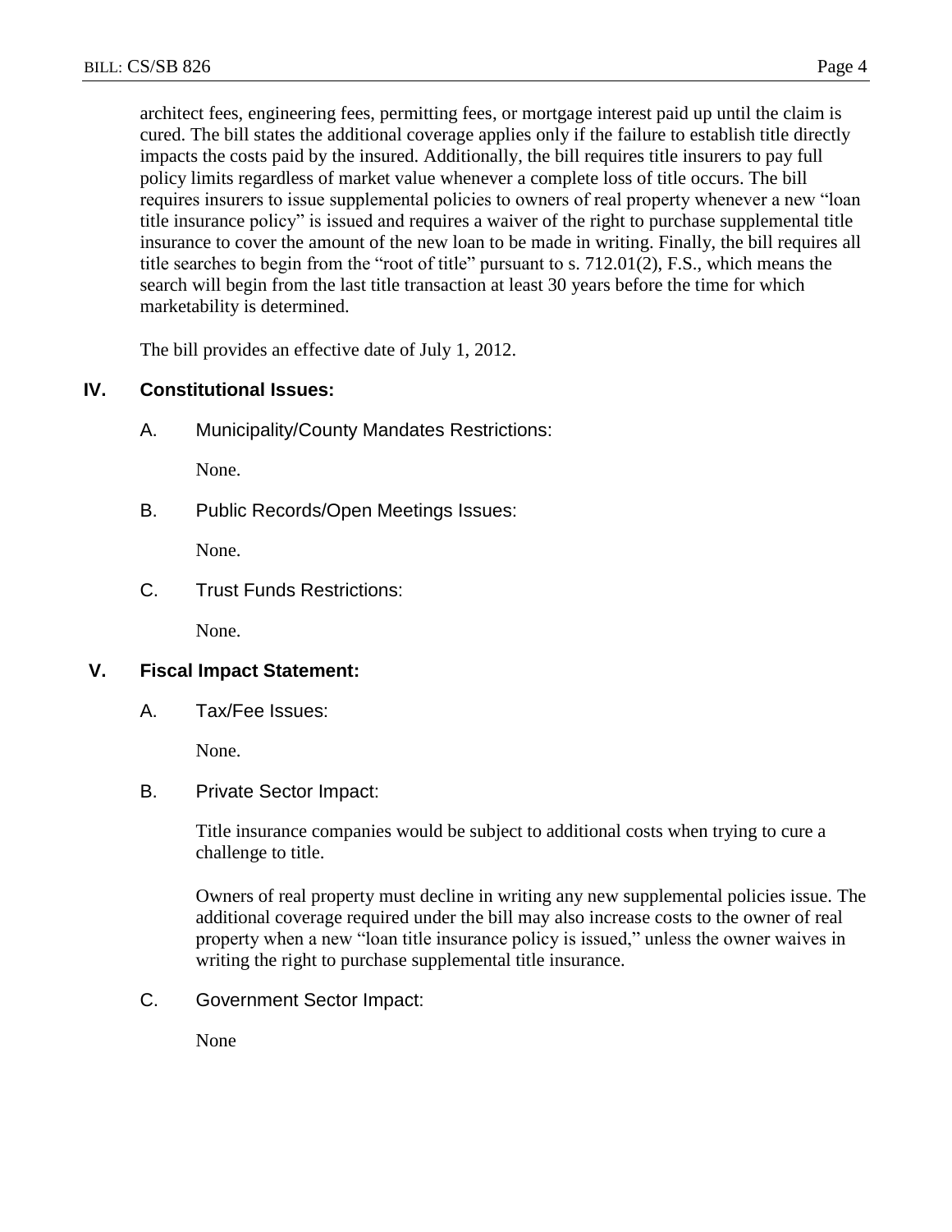architect fees, engineering fees, permitting fees, or mortgage interest paid up until the claim is cured. The bill states the additional coverage applies only if the failure to establish title directly impacts the costs paid by the insured. Additionally, the bill requires title insurers to pay full policy limits regardless of market value whenever a complete loss of title occurs. The bill requires insurers to issue supplemental policies to owners of real property whenever a new "loan title insurance policy" is issued and requires a waiver of the right to purchase supplemental title insurance to cover the amount of the new loan to be made in writing. Finally, the bill requires all title searches to begin from the "root of title" pursuant to s. 712.01(2), F.S., which means the search will begin from the last title transaction at least 30 years before the time for which marketability is determined.

The bill provides an effective date of July 1, 2012.

## IV. Constitutional Issues:

### A. Municipality/County Mandates Restrictions:

None.

### B. Public Records/Open Meetings Issues:

None.

### C. Trust Funds Restrictions:

None.

## V. Fiscal Impact Statement:

### A. Tax/Fee Issues:

None.

### B. Private Sector Impact:

Title insurance companies would be subject to additional costs when trying to cure a challenge to title.

Owners of real property must decline in writing any new supplemental policies issue. The additional coverage required under the bill may also increase costs to the owner of real property when a new "loan title insurance policy is issued," unless the owner waives in writing the right to purchase supplemental title insurance.

### C. Government Sector Impact:

None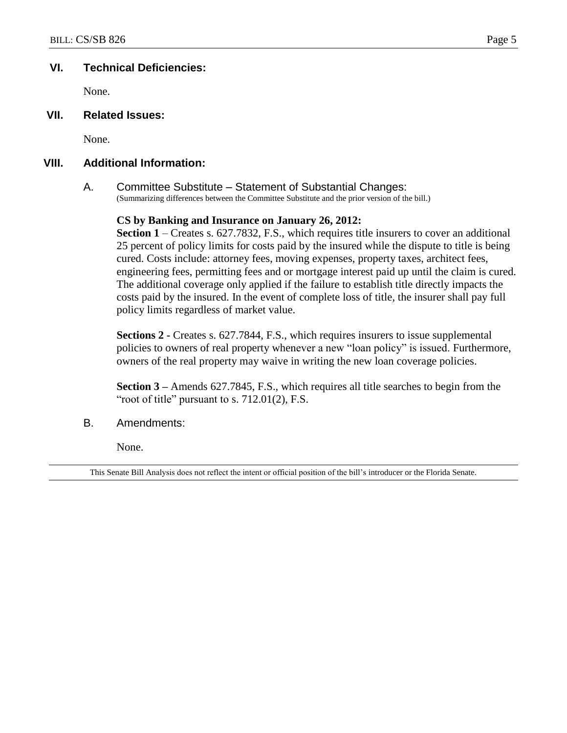## VI. Technical Deficiencies:

None.

## VII. Related Issues:

None.

## VIII. Additional Information:

### A. Committee Substitute – Statement of Substantial Changes:

(Summarizing differences between the Committee Substitute and the prior version of the bill.)

**CS by Banking and Insurance on January 26, 2012:**

**Section 1** – Creates s. 627.7832, F.S., which requires title insurers to cover an additional 25 percent of policy limits for costs paid by the insured while the dispute to title is being cured. Costs include: attorney fees, moving expenses, property taxes, architect fees, engineering fees, permitting fees and or mortgage interest paid up until the claim is cured. The additional coverage only applied if the failure to establish title directly impacts the costs paid by the insured. In the event of complete loss of title, the insurer shall pay full policy limits regardless of market value.

**Sections 2 -** Creates s. 627.7844, F.S., which requires insurers to issue supplemental policies to owners of real property whenever a new "loan policy" is issued. Furthermore, owners of the real property may waive in writing the new loan coverage policies.

**Section 3 –** Amends 627.7845, F.S., which requires all title searches to begin from the "root of title" pursuant to s. 712.01(2), F.S.

### B. Amendments:

None.

This Senate Bill Analysis does not reflect the intent or official position of the bill's introducer or the Florida Senate.